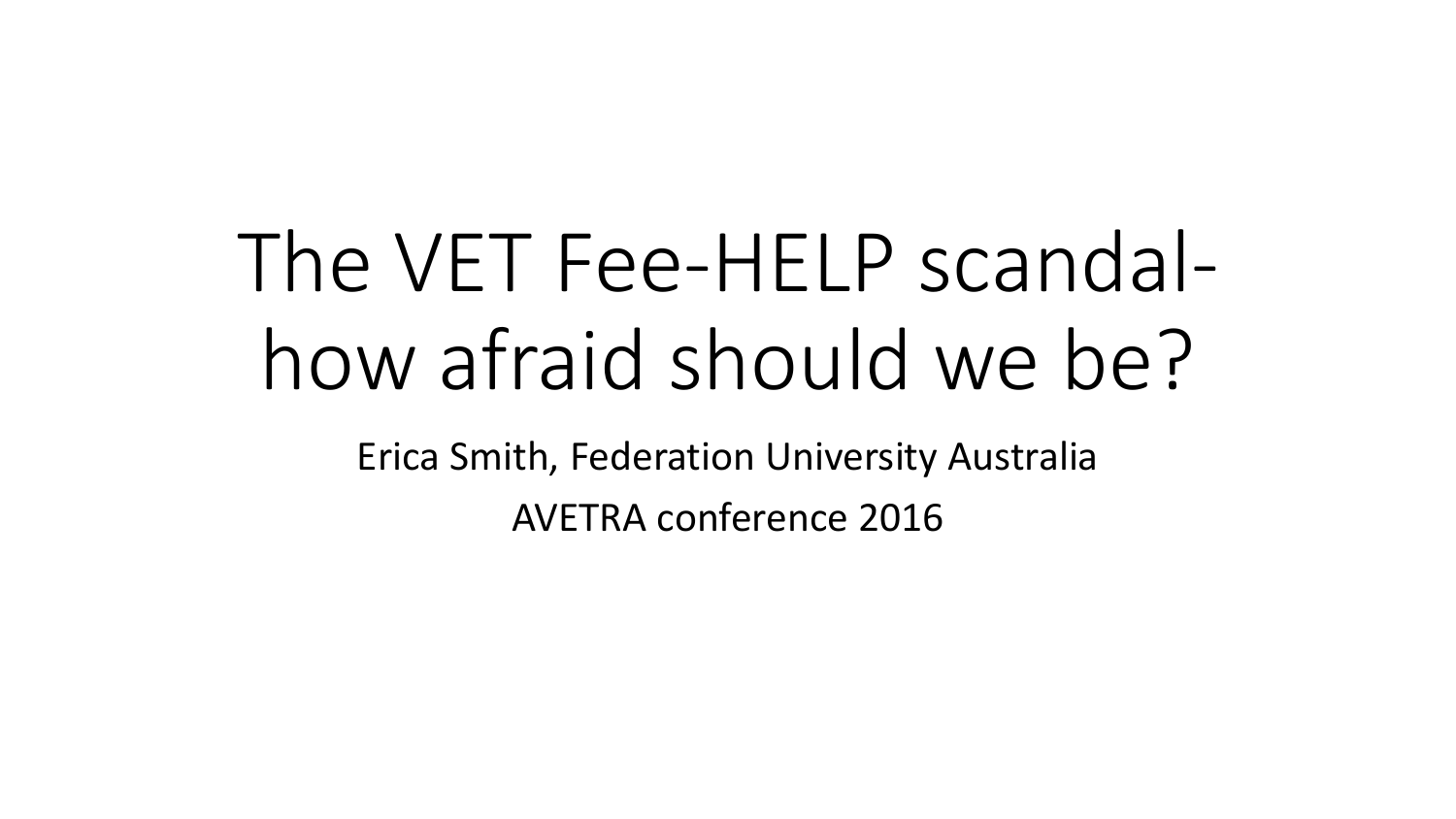# The VET Fee-HELP scandal- how afraid should we be?

Erica Smith, Federation University Australia

AVETRA conference 2016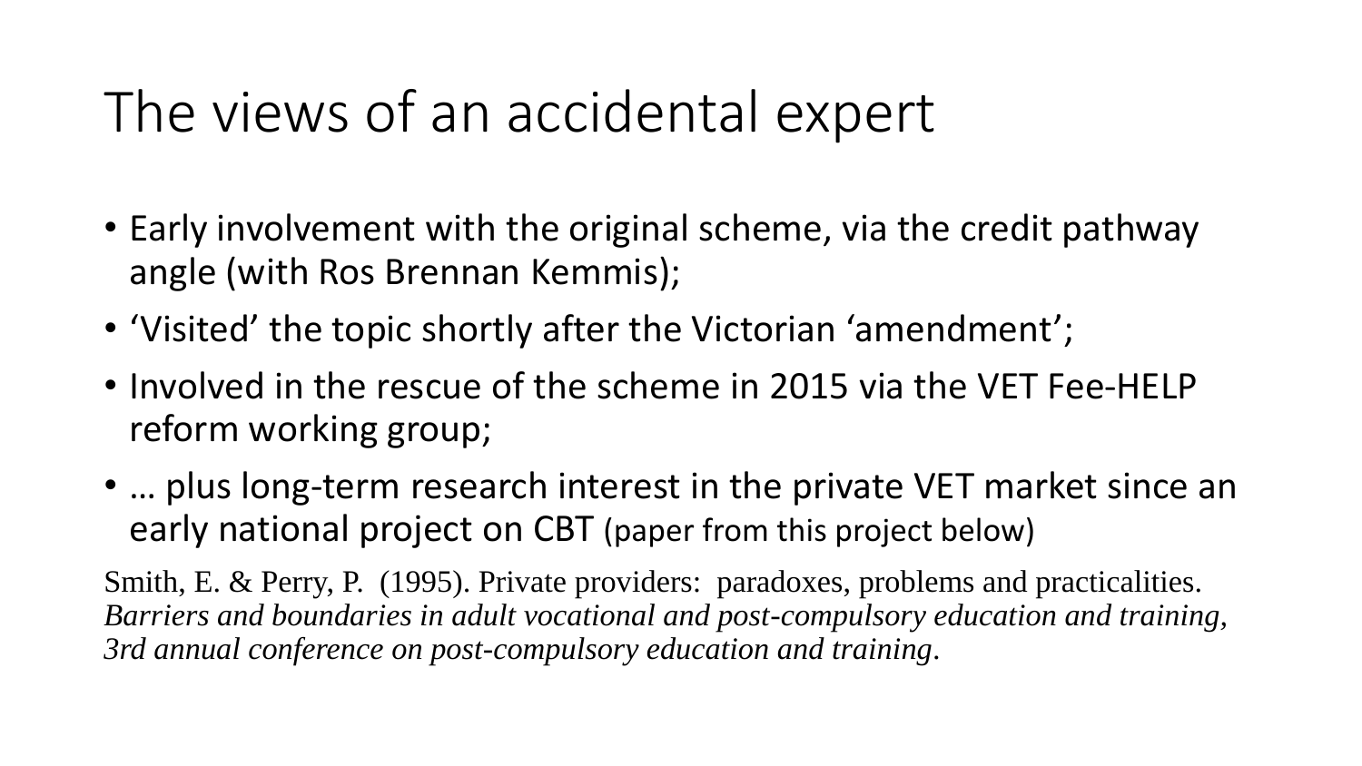# The views of an accidental expert

- Early involvement with the original scheme, via the credit pathway angle (with Ros Brennan Kemmis);
- 'Visited' the topic shortly after the Victorian 'amendment';
- Involved in the rescue of the scheme in 2015 via the VET Fee-HELP reform working group;
- … plus long-term research interest in the private VET market since an early national project on CBT (paper from this project below)

Smith, E. & Perry, P. (1995). Private providers: paradoxes, problems and practicalities. *Barriers and boundaries in adult vocational and post-compulsory education and training, 3rd annual conference on post-compulsory education and training*.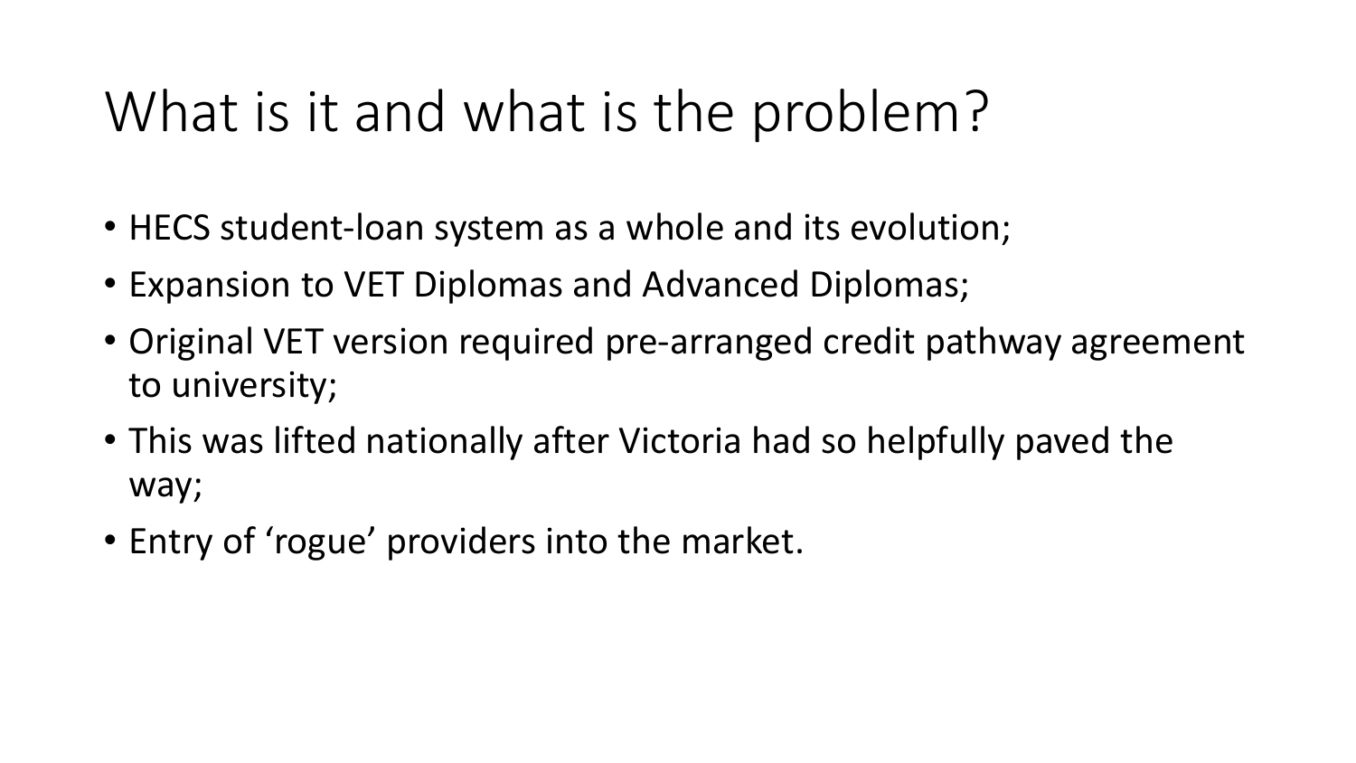# What is it and what is the problem?

- HECS student-loan system as a whole and its evolution;
- Expansion to VET Diplomas and Advanced Diplomas;
- Original VET version required pre-arranged credit pathway agreement to university;
- This was lifted nationally after Victoria had so helpfully paved the way;
- Entry of 'rogue' providers into the market.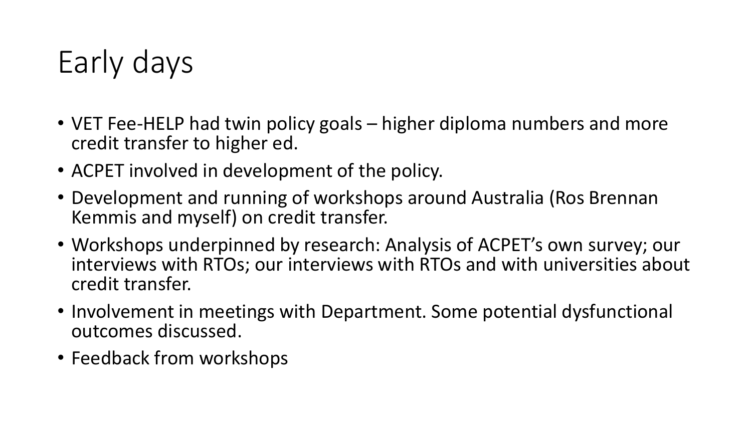# Early days

- VET Fee-HELP had twin policy goals – higher diploma numbers and more credit transfer to higher ed.
- ACPET involved in development of the policy.
- Development and running of workshops around Australia (Ros Brennan Kemmis and myself) on credit transfer.
- Workshops underpinned by research: Analysis of ACPET's own survey; our interviews with RTOs; our interviews with RTOs and with universities about credit transfer.
- Involvement in meetings with Department. Some potential dysfunctional outcomes discussed.
- Feedback from workshops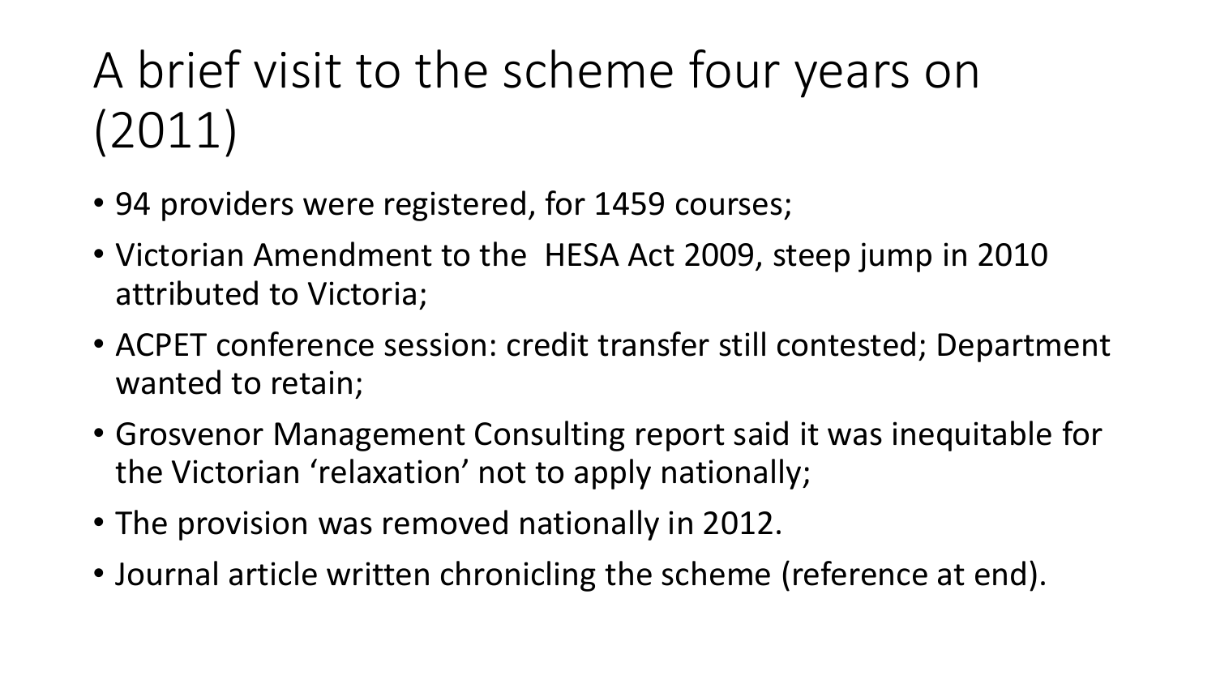# A brief visit to the scheme four years on (2011)

- 94 providers were registered, for 1459 courses;
- Victorian Amendment to the HESA Act 2009, steep jump in 2010 attributed to Victoria;
- ACPET conference session: credit transfer still contested; Department wanted to retain;
- Grosvenor Management Consulting report said it was inequitable for the Victorian 'relaxation' not to apply nationally;
- The provision was removed nationally in 2012.
- Journal article written chronicling the scheme (reference at end).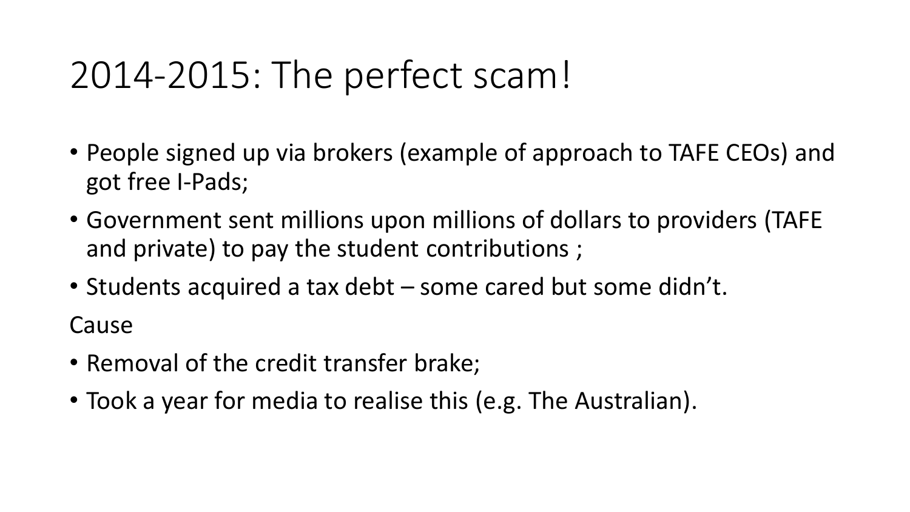# 2014-2015: The perfect scam!

- People signed up via brokers (example of approach to TAFE CEOs) and got free I-Pads;
- Government sent millions upon millions of dollars to providers (TAFE and private) to pay the student contributions ;
- Students acquired a tax debt – some cared but some didn't.

Cause

- Removal of the credit transfer brake;
- Took a year for media to realise this (e.g. The Australian).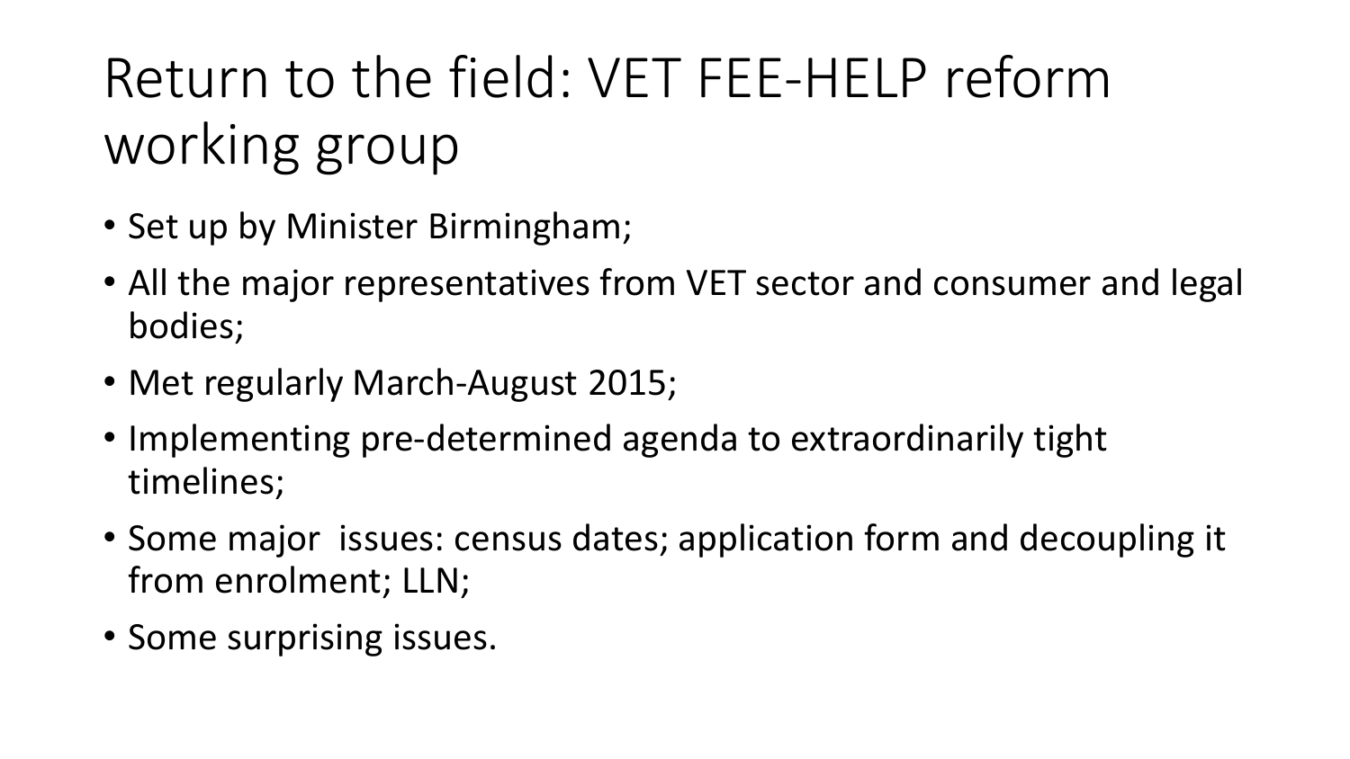# Return to the field: VET FEE-HELP reform working group

- Set up by Minister Birmingham;
- All the major representatives from VET sector and consumer and legal bodies;
- Met regularly March-August 2015;
- Implementing pre-determined agenda to extraordinarily tight timelines;
- Some major issues: census dates; application form and decoupling it from enrolment; LLN;
- Some surprising issues.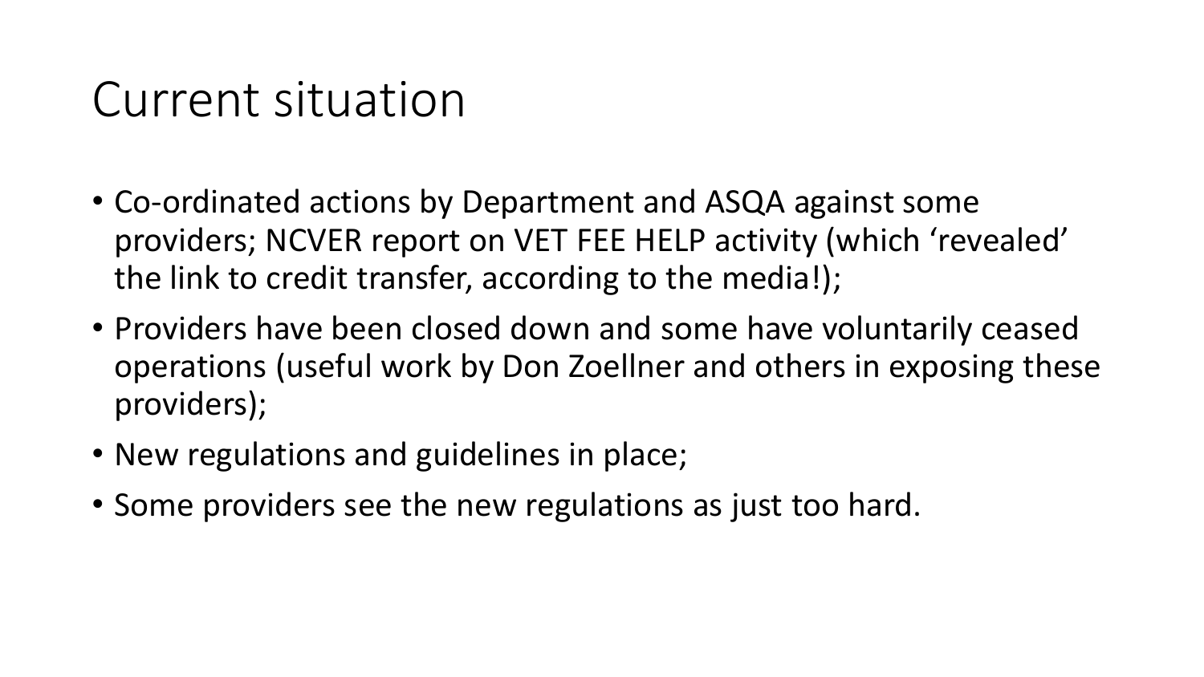# Current situation

- Co-ordinated actions by Department and ASQA against some providers; NCVER report on VET FEE HELP activity (which 'revealed' the link to credit transfer, according to the media!);
- Providers have been closed down and some have voluntarily ceased operations (useful work by Don Zoellner and others in exposing these providers);
- New regulations and guidelines in place;
- Some providers see the new regulations as just too hard.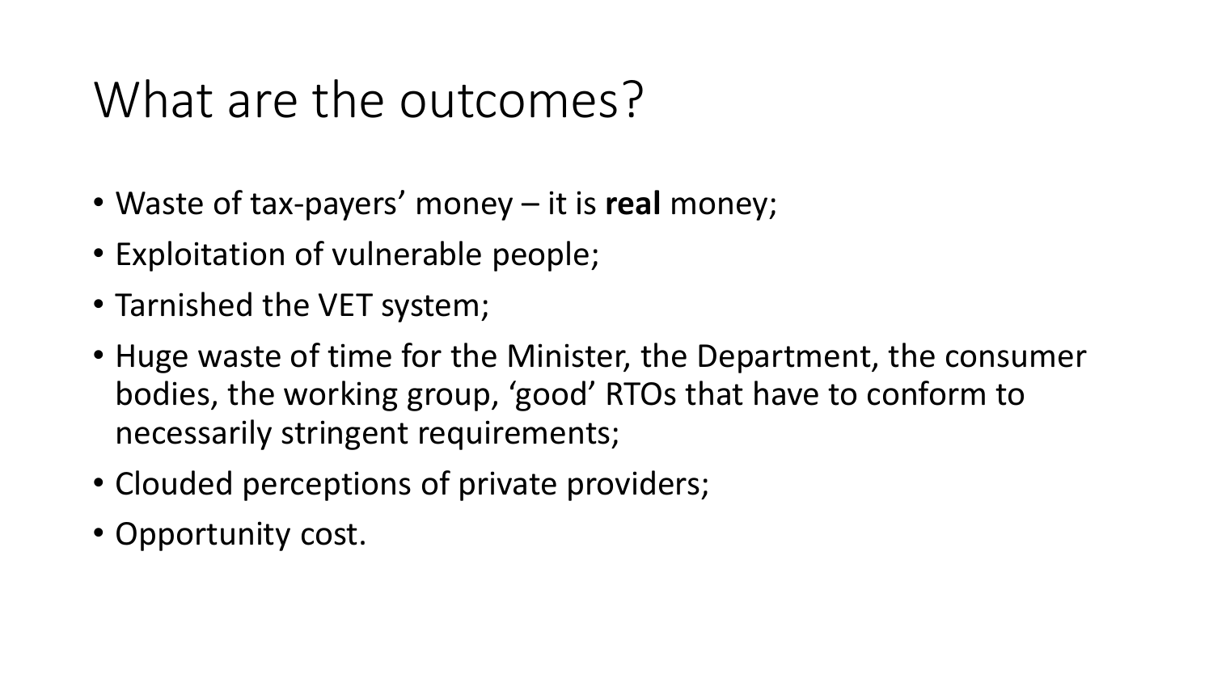# What are the outcomes?

- Waste of tax-payers' money – it is **real** money;
- Exploitation of vulnerable people;
- Tarnished the VET system;
- Huge waste of time for the Minister, the Department, the consumer bodies, the working group, 'good' RTOs that have to conform to necessarily stringent requirements;
- Clouded perceptions of private providers;
- Opportunity cost.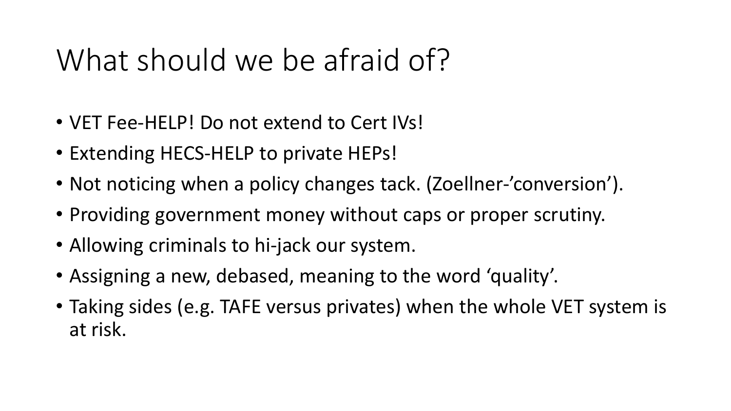# What should we be afraid of?

- VET Fee-HELP! Do not extend to Cert IVs!
- Extending HECS-HELP to private HEPs!
- Not noticing when a policy changes tack. (Zoellner-'conversion').
- Providing government money without caps or proper scrutiny.
- Allowing criminals to hi-jack our system.
- Assigning a new, debased, meaning to the word 'quality'.
- Taking sides (e.g. TAFE versus privates) when the whole VET system is at risk.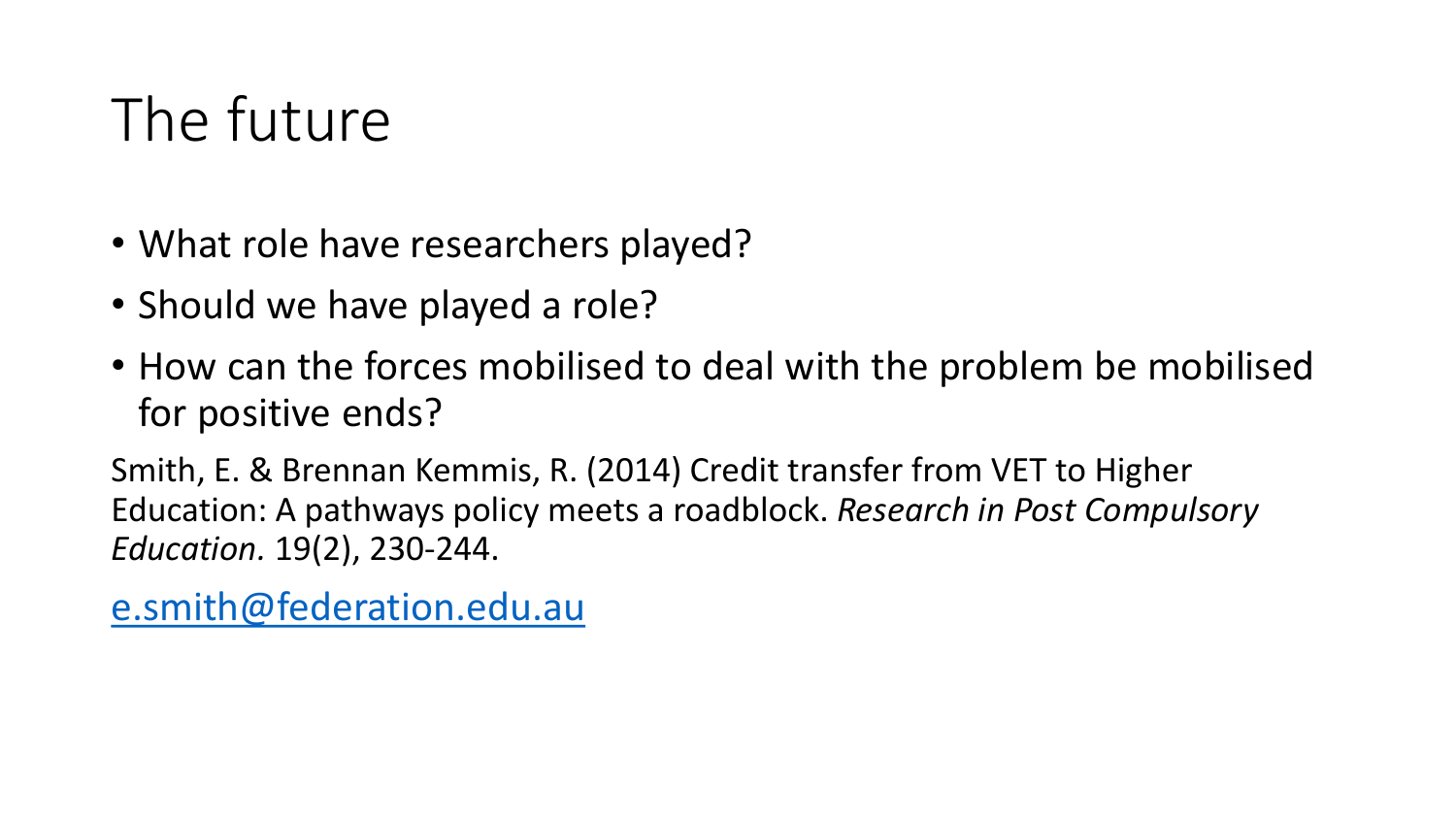# The future

- What role have researchers played?
- Should we have played a role?
- How can the forces mobilised to deal with the problem be mobilised for positive ends?

Smith, E. & Brennan Kemmis, R. (2014) Credit transfer from VET to Higher Education: A pathways policy meets a roadblock. *Research in Post Compulsory Education.* 19(2), 230-244.

e.smith@federation.edu.au